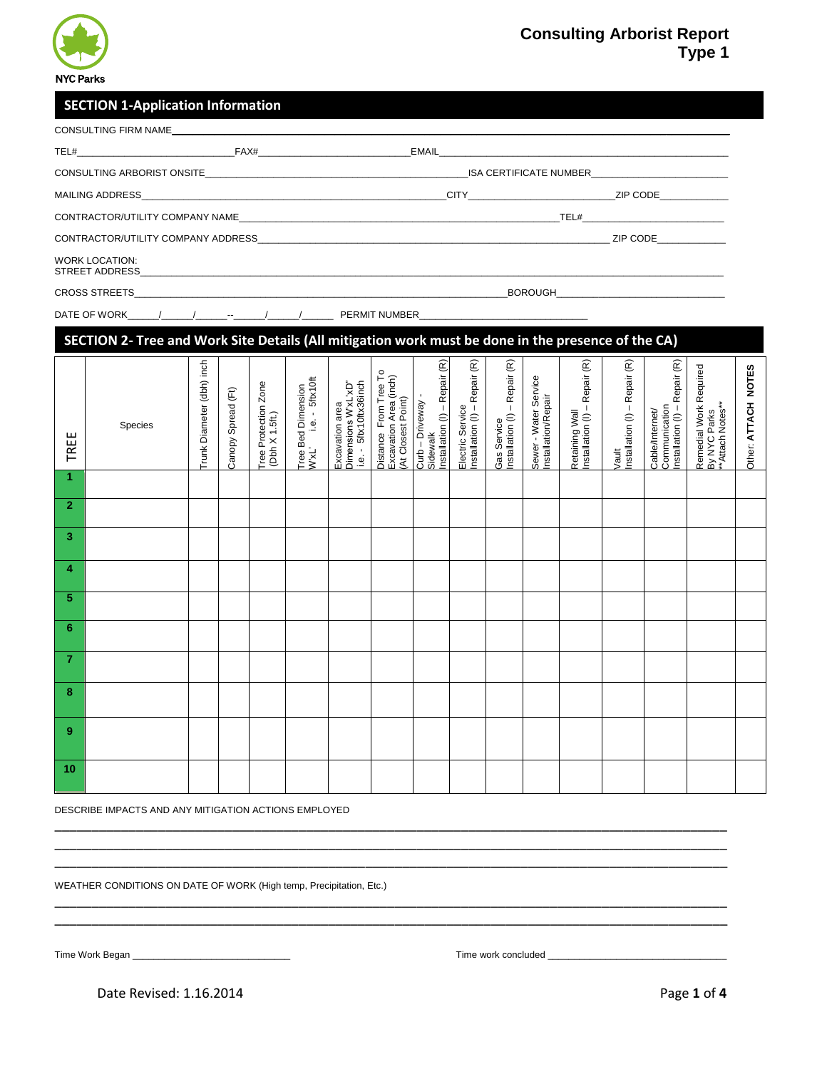NYC Parks

# Consulting Arborist Report Type 1

## SECTION 1-Application Information

CONSULTING FIRM NAME_______________________________________________

TEL#___________________________ FAX#___________________________ EMAIL_______________________________________

CONSULTING ARBORIST ONSITE_______________________________________________ ISA CERTIFICATE NUMBER________________________

MAILING ADDRESS_______________________________________________ CITY___________________________ ZIP CODE____________

CONTRACTOR/UTILITY COMPANY NAME_______________________________________________ TEL#___________________________

CONTRACTOR/UTILITY COMPANY ADDRESS_______________________________________________ ZIP CODE____________

WORK LOCATION:
STREET ADDRESS_______________________________________________

CROSS STREETS_______________________________________________ BOROUGH______________________________

DATE OF WORK_____/_____/_____--_____/_____/_____ PERMIT NUMBER______________________________

## SECTION 2- Tree and Work Site Details (All mitigation work must be done in the presence of the CA)

| TREE | Species | Trunk Diameter (dbh) inch | Canopy Spread (Ft) | Tree Protection Zone (Dbh X 1.5ft.) | Tree Bed Dimension W'xL' i.e. - 5ftx10ft | Excavation area Dimensions W'xL'xD" i.e. - 5ftx10ftx36inch | Distance From Tree To Excavation Area (inch) (At Closest Point) | Curb – Driveway - Sidewalk Installation (I) – Repair (R) | Electric Service Installation (I) – Repair (R) | Gas Service Installation (I) – Repair (R) | Sewer - Water Service Installation/Repair | Retaining Wall Installation (I) – Repair (R) | Vault Installation (I) – Repair (R) | Cable/Internet/ Communication Installation (I) – Repair (R) | Remedial Work Required By NYC Parks **Attach Notes** | Other: **ATTACH NOTES** |
|---|---|---|---|---|---|---|---|---|---|---|---|---|---|---|---|---|
| 1 | | | | | | | | | | | | | | | | |
| 2 | | | | | | | | | | | | | | | | |
| 3 | | | | | | | | | | | | | | | | |
| 4 | | | | | | | | | | | | | | | | |
| 5 | | | | | | | | | | | | | | | | |
| 6 | | | | | | | | | | | | | | | | |
| 7 | | | | | | | | | | | | | | | | |
| 8 | | | | | | | | | | | | | | | | |
| 9 | | | | | | | | | | | | | | | | |
| 10 | | | | | | | | | | | | | | | | |

DESCRIBE IMPACTS AND ANY MITIGATION ACTIONS EMPLOYED

_______________________________________________

_______________________________________________

_______________________________________________

WEATHER CONDITIONS ON DATE OF WORK (High temp, Precipitation, Etc.)

_______________________________________________

_______________________________________________

Time Work Began ______________________________ Time work concluded ______________________________

Date Revised: 1.16.2014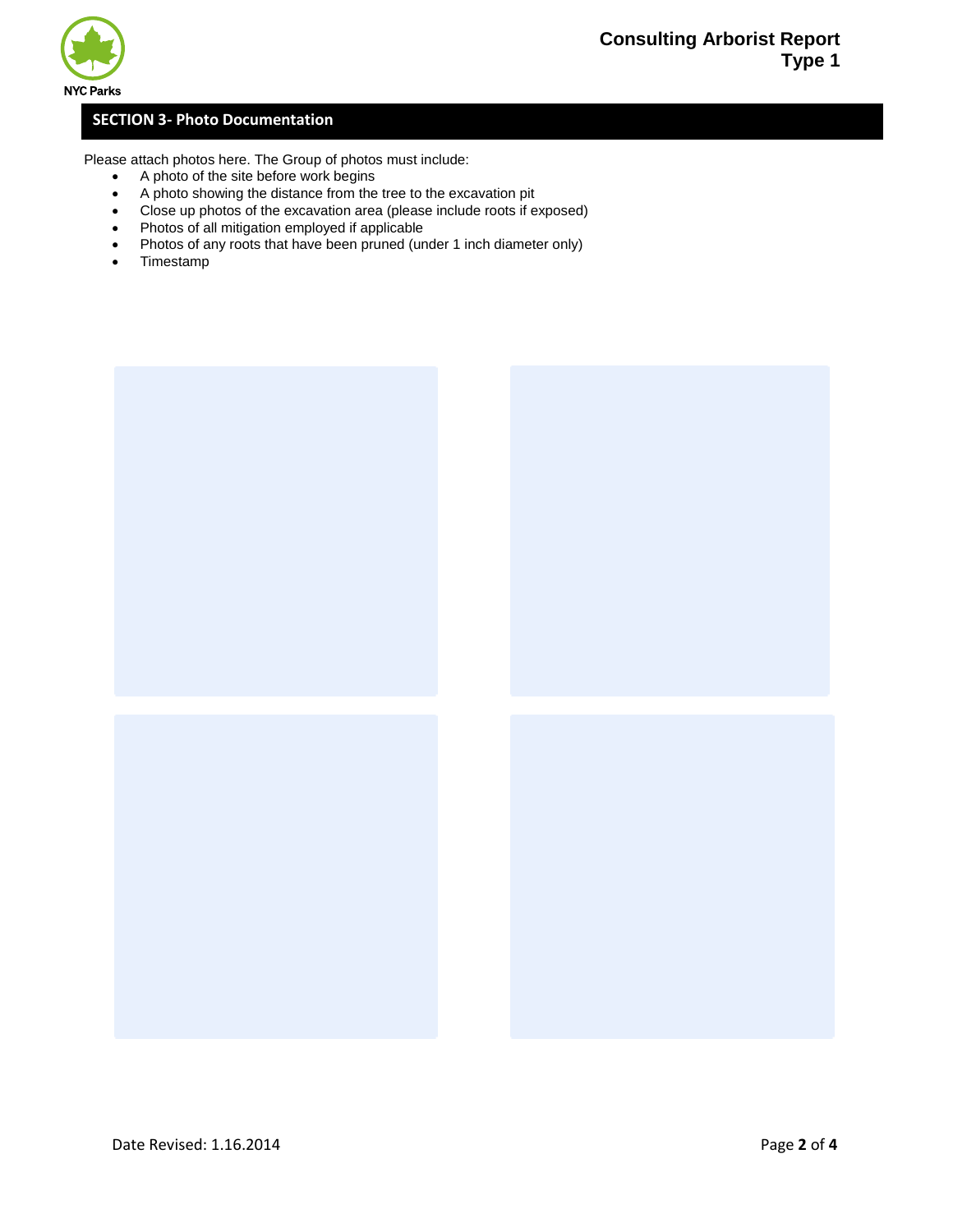## SECTION 3- Photo Documentation

Please attach photos here. The Group of photos must include:

- A photo of the site before work begins
- A photo showing the distance from the tree to the excavation pit
- Close up photos of the excavation area (please include roots if exposed)
- Photos of all mitigation employed if applicable
- Photos of any roots that have been pruned (under 1 inch diameter only)
- Timestamp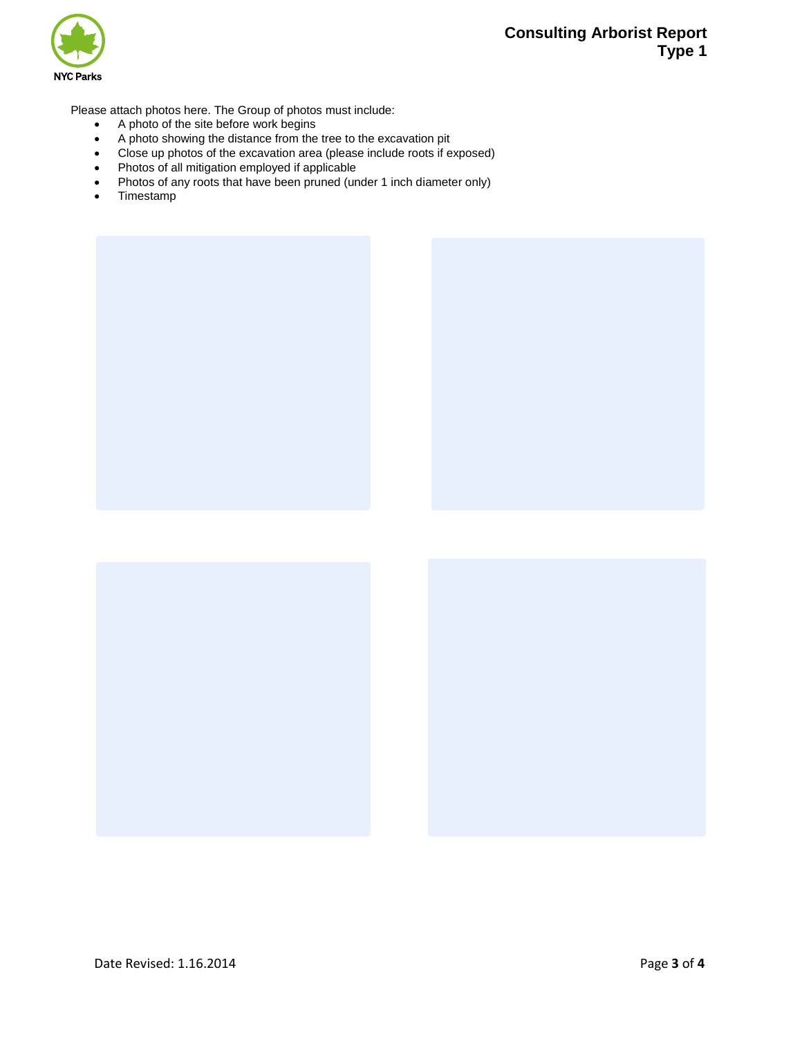# Consulting Arborist Report
## Type 1

Please attach photos here. The Group of photos must include:

- A photo of the site before work begins
- A photo showing the distance from the tree to the excavation pit
- Close up photos of the excavation area (please include roots if exposed)
- Photos of all mitigation employed if applicable
- Photos of any roots that have been pruned (under 1 inch diameter only)
- Timestamp

Date Revised: 1.16.2014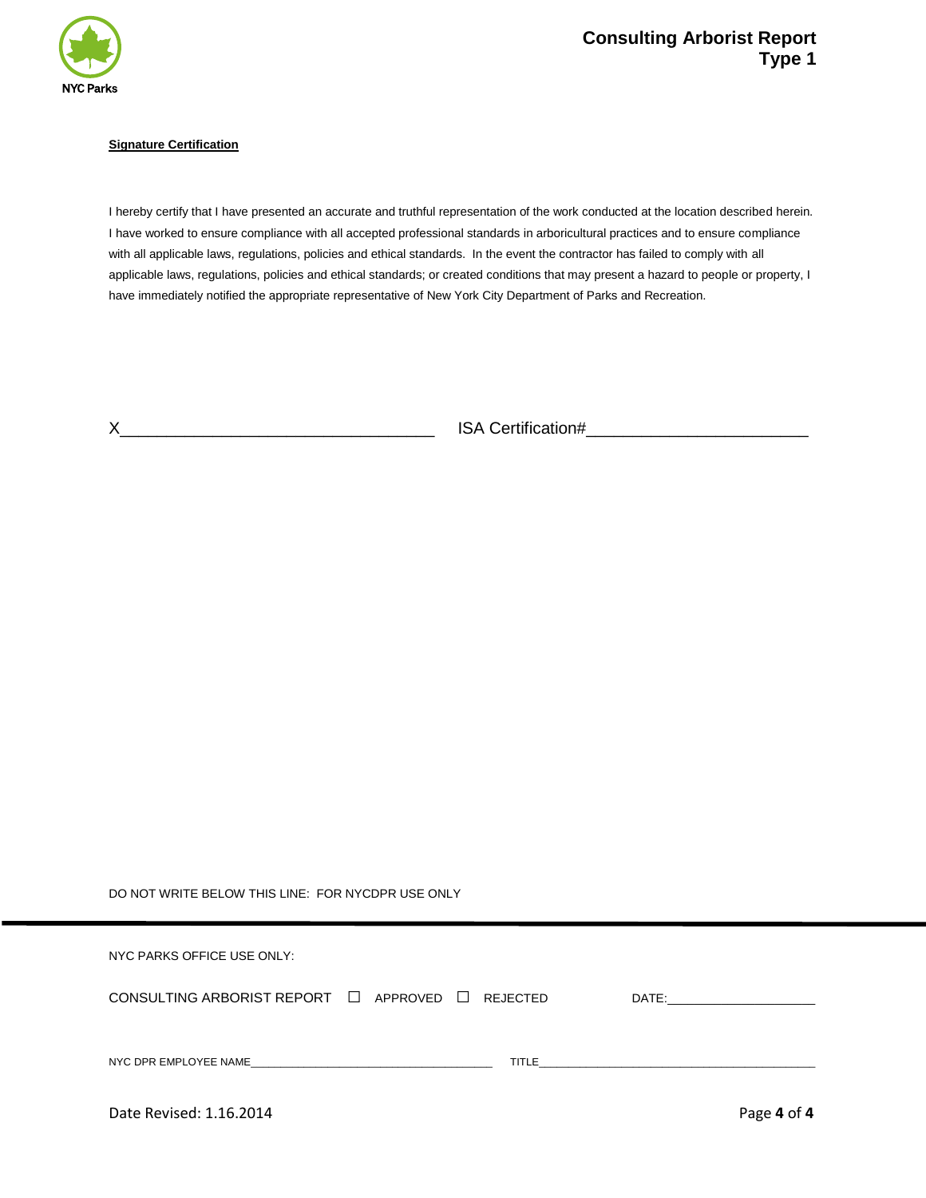**Signature Certification**

I hereby certify that I have presented an accurate and truthful representation of the work conducted at the location described herein. I have worked to ensure compliance with all accepted professional standards in arboricultural practices and to ensure compliance with all applicable laws, regulations, policies and ethical standards. In the event the contractor has failed to comply with all applicable laws, regulations, policies and ethical standards; or created conditions that may present a hazard to people or property, I have immediately notified the appropriate representative of New York City Department of Parks and Recreation.

X___________________________________ ISA Certification#________________________

DO NOT WRITE BELOW THIS LINE: FOR NYCDPR USE ONLY

---

NYC PARKS OFFICE USE ONLY:

CONSULTING ARBORIST REPORT ☐ APPROVED ☐ REJECTED DATE:____________________

NYC DPR EMPLOYEE NAME_____________________________________ TITLE__________________________________________

Date Revised: 1.16.2014